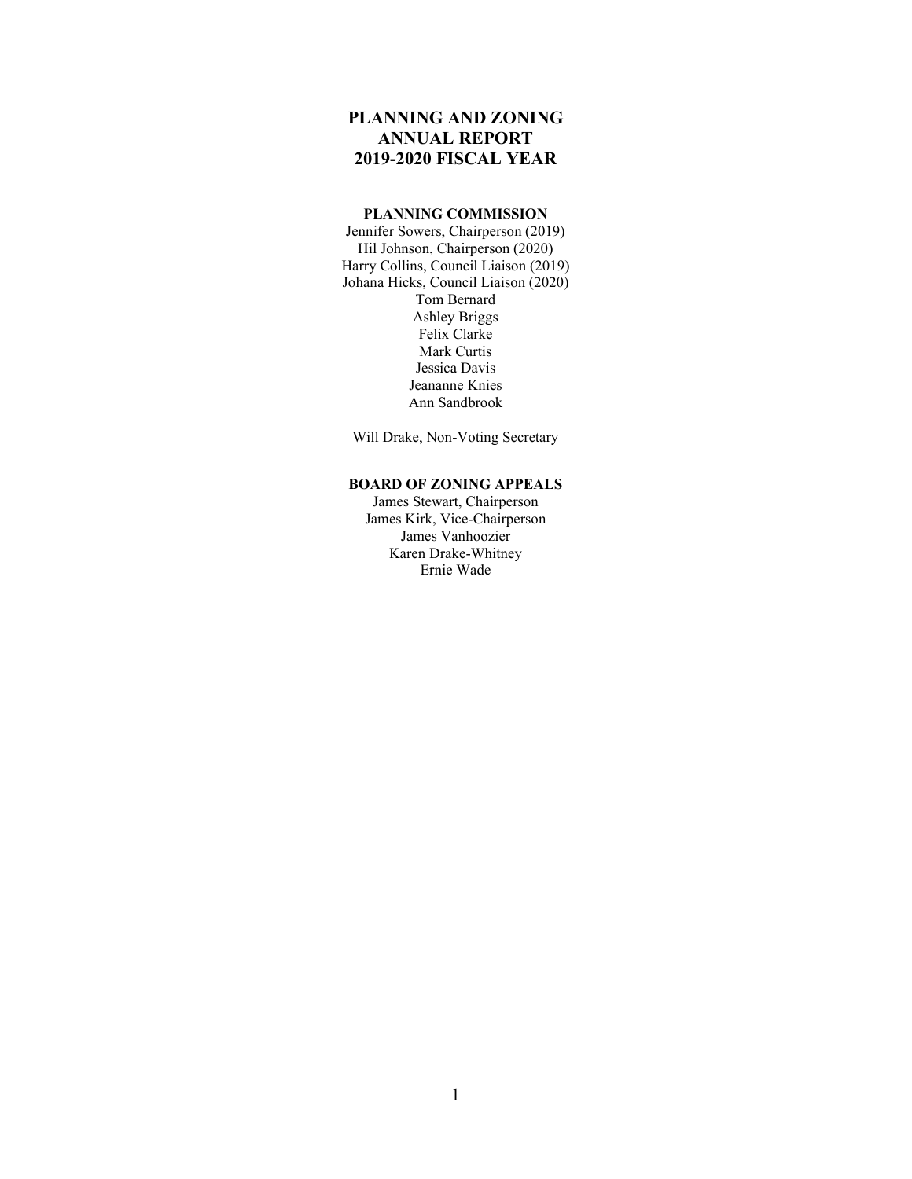# PLANNING AND ZONING ANNUAL REPORT 2019-2020 FISCAL YEAR

---

### PLANNING COMMISSION

Jennifer Sowers, Chairperson (2019)
Hil Johnson, Chairperson (2020)
Harry Collins, Council Liaison (2019)
Johana Hicks, Council Liaison (2020)
Tom Bernard
Ashley Briggs
Felix Clarke
Mark Curtis
Jessica Davis
Jeananne Knies
Ann Sandbrook

Will Drake, Non-Voting Secretary

### BOARD OF ZONING APPEALS

James Stewart, Chairperson
James Kirk, Vice-Chairperson
James Vanhoozier
Karen Drake-Whitney
Ernie Wade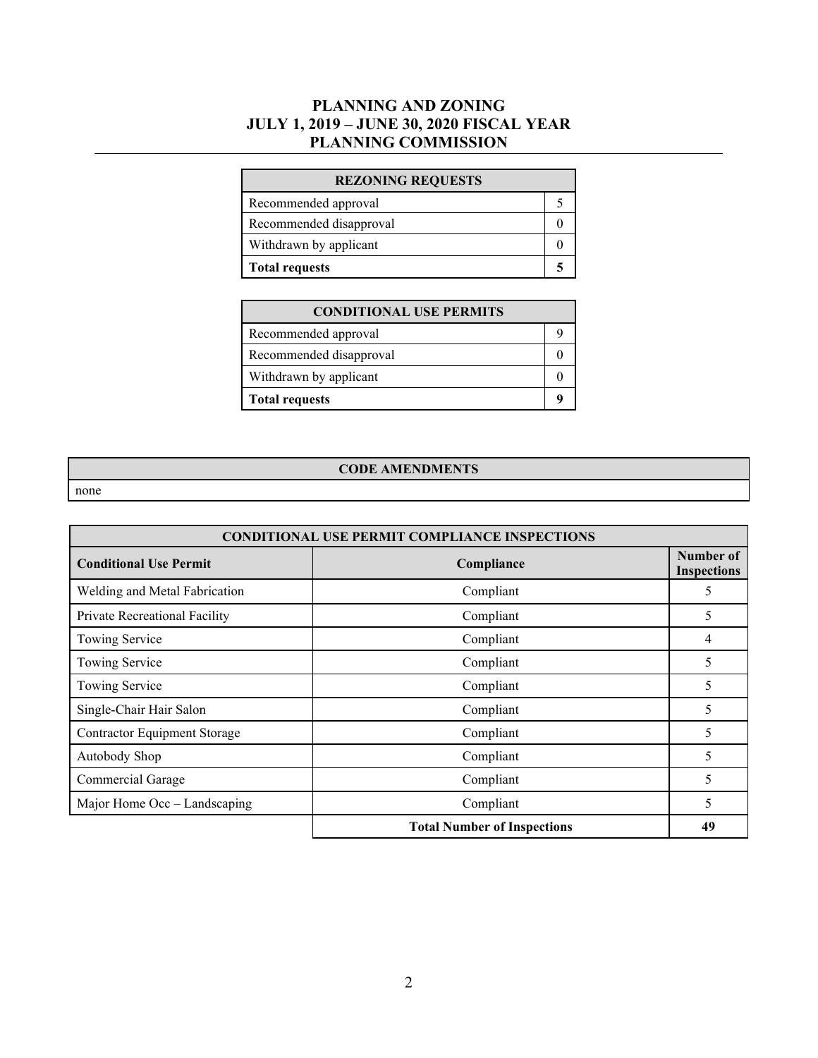# PLANNING AND ZONING
## JULY 1, 2019 – JUNE 30, 2020 FISCAL YEAR
## PLANNING COMMISSION

| REZONING REQUESTS | |
|---|---|
| Recommended approval | 5 |
| Recommended disapproval | 0 |
| Withdrawn by applicant | 0 |
| **Total requests** | **5** |

| CONDITIONAL USE PERMITS | |
|---|---|
| Recommended approval | 9 |
| Recommended disapproval | 0 |
| Withdrawn by applicant | 0 |
| **Total requests** | **9** |

| CODE AMENDMENTS |
|---|
| none |

| CONDITIONAL USE PERMIT COMPLIANCE INSPECTIONS | | |
|---|---|---|
| **Conditional Use Permit** | **Compliance** | **Number of Inspections** |
| Welding and Metal Fabrication | Compliant | 5 |
| Private Recreational Facility | Compliant | 5 |
| Towing Service | Compliant | 4 |
| Towing Service | Compliant | 5 |
| Towing Service | Compliant | 5 |
| Single-Chair Hair Salon | Compliant | 5 |
| Contractor Equipment Storage | Compliant | 5 |
| Autobody Shop | Compliant | 5 |
| Commercial Garage | Compliant | 5 |
| Major Home Occ – Landscaping | Compliant | 5 |
| | **Total Number of Inspections** | **49** |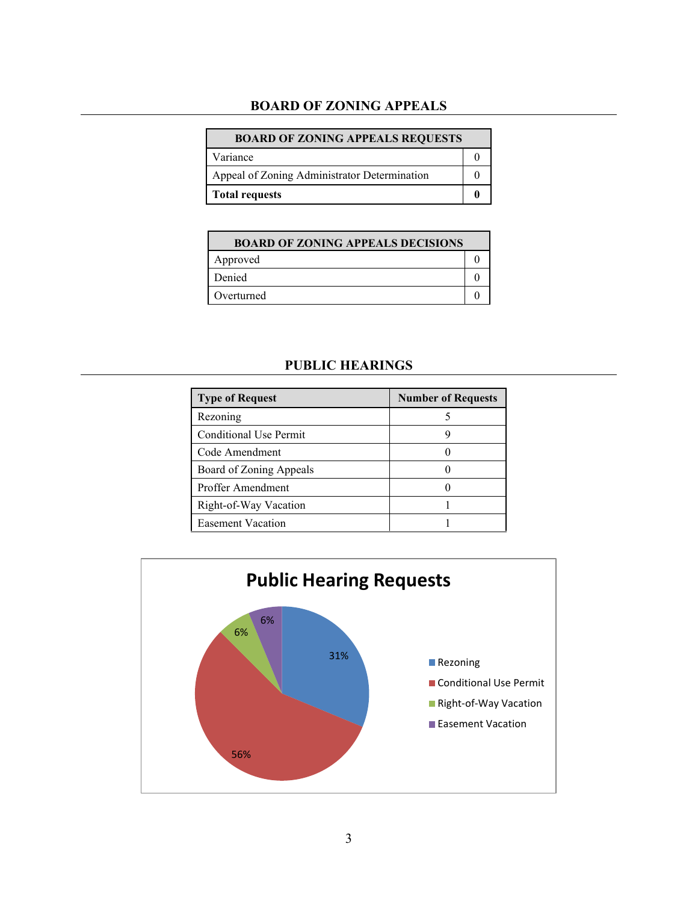## BOARD OF ZONING APPEALS

| BOARD OF ZONING APPEALS REQUESTS | |
|---|---|
| Variance | 0 |
| Appeal of Zoning Administrator Determination | 0 |
| **Total requests** | **0** |

| BOARD OF ZONING APPEALS DECISIONS | |
|---|---|
| Approved | 0 |
| Denied | 0 |
| Overturned | 0 |

## PUBLIC HEARINGS

| Type of Request | Number of Requests |
|---|---|
| Rezoning | 5 |
| Conditional Use Permit | 9 |
| Code Amendment | 0 |
| Board of Zoning Appeals | 0 |
| Proffer Amendment | 0 |
| Right-of-Way Vacation | 1 |
| Easement Vacation | 1 |

**Public Hearing Requests**

| Type of Request | Percentage |
|---|---|
| Rezoning | 31% |
| Conditional Use Permit | 56% |
| Right-of-Way Vacation | 6% |
| Easement Vacation | 6% |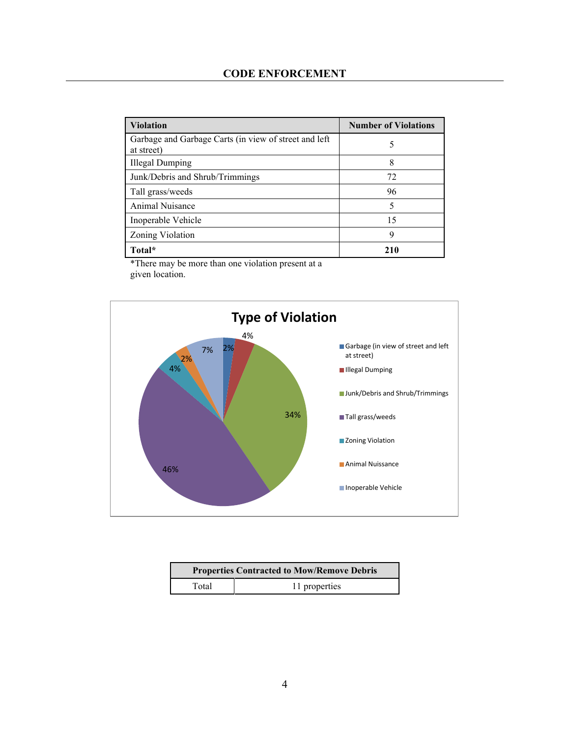## CODE ENFORCEMENT

| Violation | Number of Violations |
| --- | --- |
| Garbage and Garbage Carts (in view of street and left at street) | 5 |
| Illegal Dumping | 8 |
| Junk/Debris and Shrub/Trimmings | 72 |
| Tall grass/weeds | 96 |
| Animal Nuisance | 5 |
| Inoperable Vehicle | 15 |
| Zoning Violation | 9 |
| **Total*** | **210** |

*There may be more than one violation present at a given location.

**Type of Violation**

- Garbage (in view of street and left at street): 2%
- Illegal Dumping: 4%
- Junk/Debris and Shrub/Trimmings: 34%
- Tall grass/weeds: 46%
- Zoning Violation: 4%
- Animal Nuissance: 2%
- Inoperable Vehicle: 7%

| Properties Contracted to Mow/Remove Debris | |
| --- | --- |
| Total | 11 properties |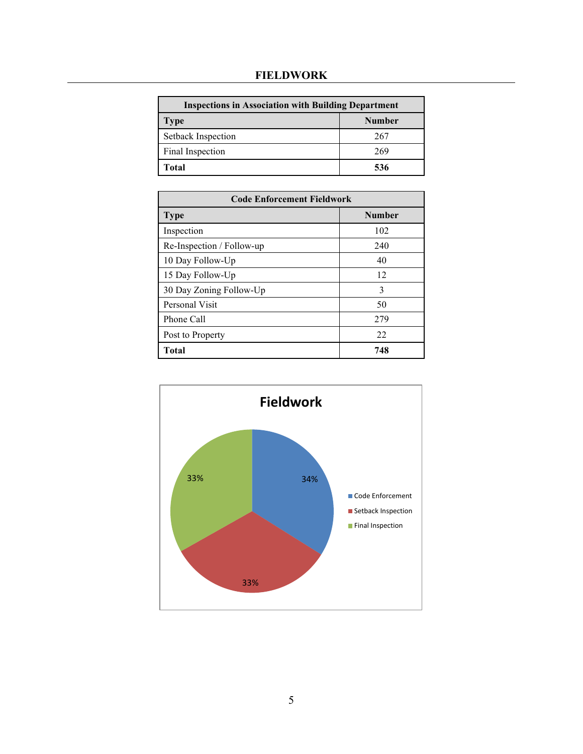## FIELDWORK

| Inspections in Association with Building Department | |
|---|---|
| **Type** | **Number** |
| Setback Inspection | 267 |
| Final Inspection | 269 |
| **Total** | **536** |

| Code Enforcement Fieldwork | |
|---|---|
| **Type** | **Number** |
| Inspection | 102 |
| Re-Inspection / Follow-up | 240 |
| 10 Day Follow-Up | 40 |
| 15 Day Follow-Up | 12 |
| 30 Day Zoning Follow-Up | 3 |
| Personal Visit | 50 |
| Phone Call | 279 |
| Post to Property | 22 |
| **Total** | **748** |

**Fieldwork**

| Category | Percentage |
|---|---|
| Code Enforcement | 34% |
| Setback Inspection | 33% |
| Final Inspection | 33% |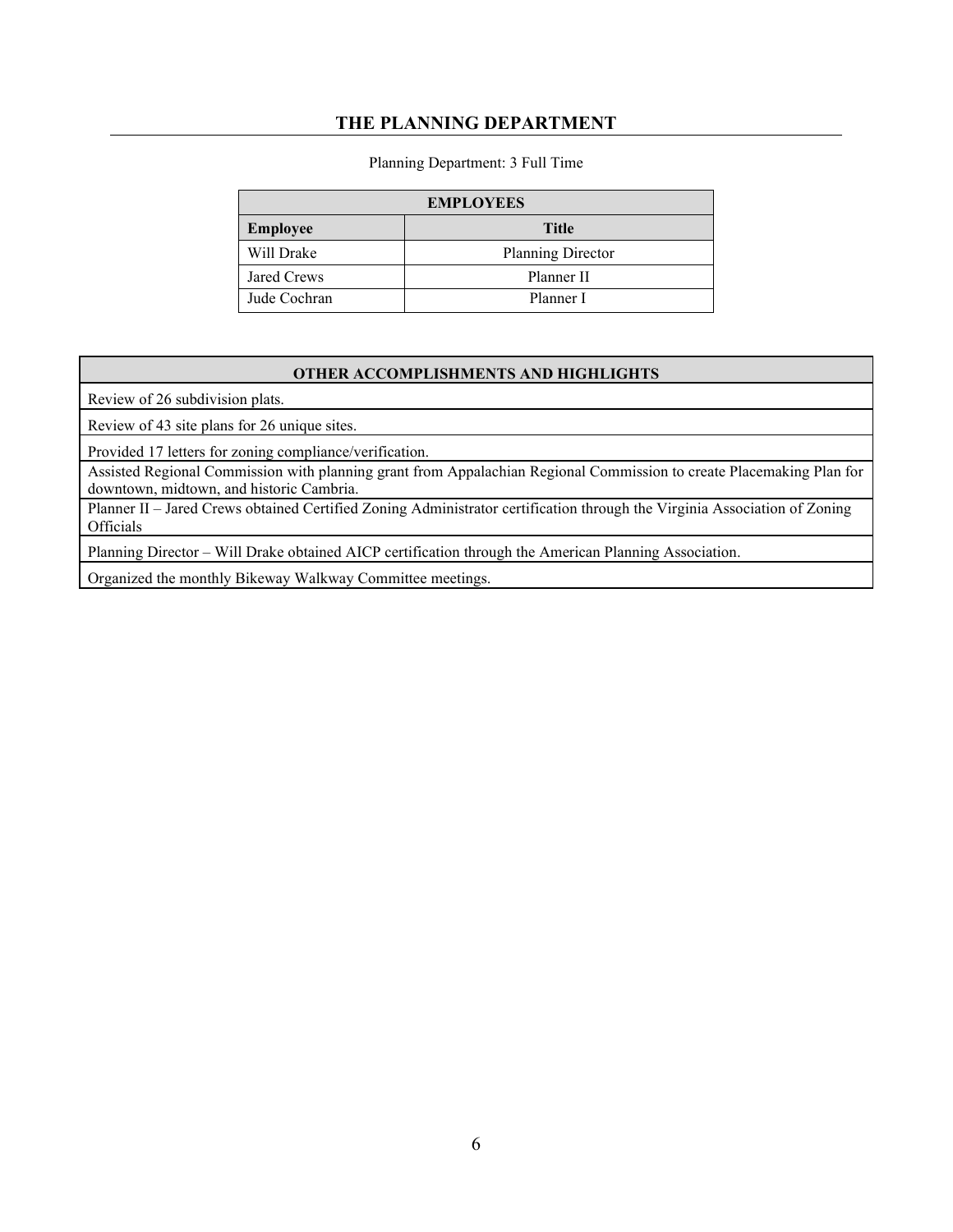## THE PLANNING DEPARTMENT

Planning Department: 3 Full Time

| EMPLOYEES | |
|---|---|
| **Employee** | **Title** |
| Will Drake | Planning Director |
| Jared Crews | Planner II |
| Jude Cochran | Planner I |

| OTHER ACCOMPLISHMENTS AND HIGHLIGHTS |
|---|
| Review of 26 subdivision plats. |
| Review of 43 site plans for 26 unique sites. |
| Provided 17 letters for zoning compliance/verification. |
| Assisted Regional Commission with planning grant from Appalachian Regional Commission to create Placemaking Plan for downtown, midtown, and historic Cambria. |
| Planner II – Jared Crews obtained Certified Zoning Administrator certification through the Virginia Association of Zoning Officials |
| Planning Director – Will Drake obtained AICP certification through the American Planning Association. |
| Organized the monthly Bikeway Walkway Committee meetings. |